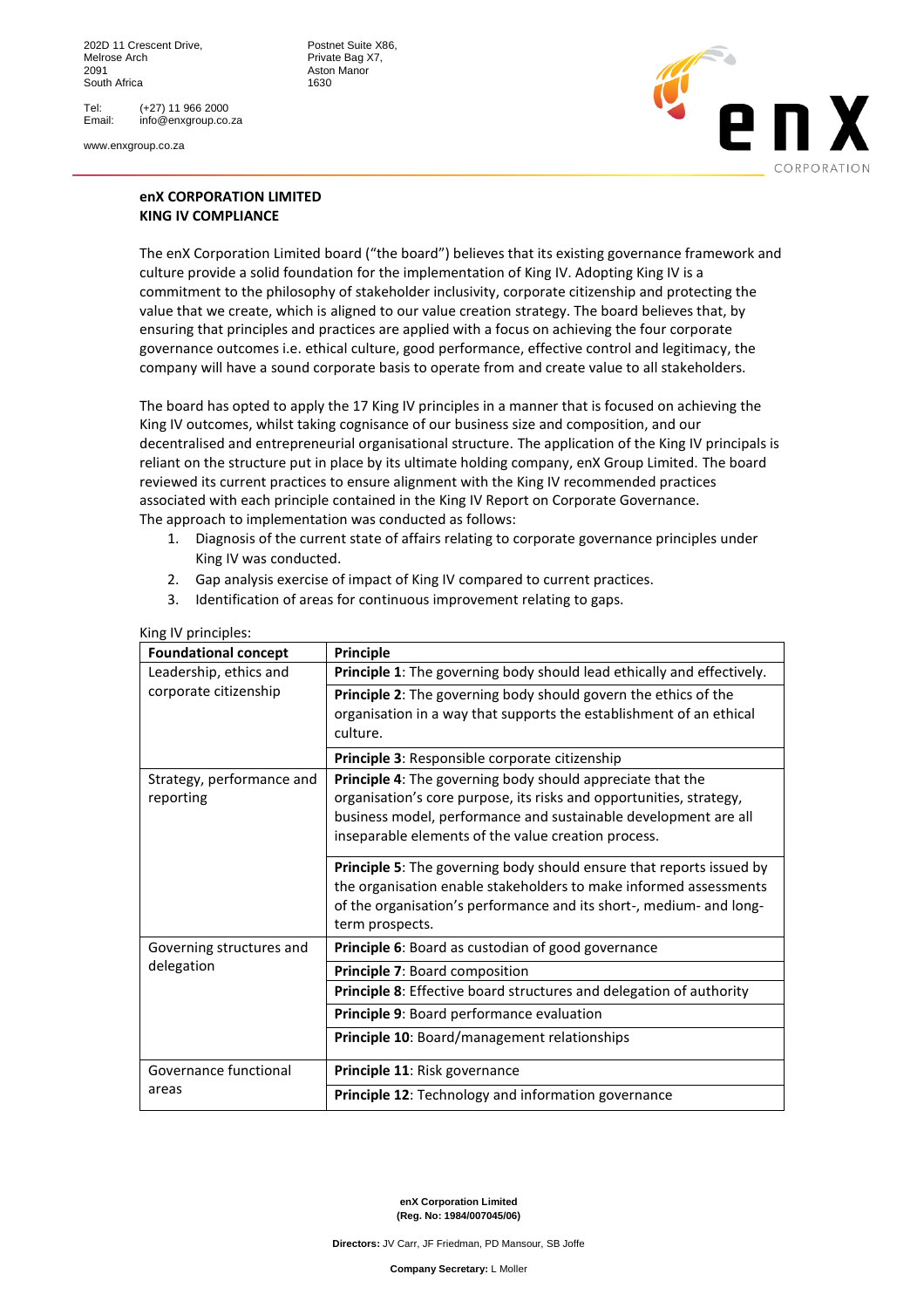202D 11 Crescent Drive,
Melrose Arch
2091
South Africa

Postnet Suite X86,
Private Bag X7,
Aston Manor
1630

Tel: (+27) 11 966 2000
Email: info@enxgroup.co.za

www.enxgroup.co.za

**enX CORPORATION LIMITED**
**KING IV COMPLIANCE**

The enX Corporation Limited board ("the board") believes that its existing governance framework and culture provide a solid foundation for the implementation of King IV. Adopting King IV is a commitment to the philosophy of stakeholder inclusivity, corporate citizenship and protecting the value that we create, which is aligned to our value creation strategy. The board believes that, by ensuring that principles and practices are applied with a focus on achieving the four corporate governance outcomes i.e. ethical culture, good performance, effective control and legitimacy, the company will have a sound corporate basis to operate from and create value to all stakeholders.

The board has opted to apply the 17 King IV principles in a manner that is focused on achieving the King IV outcomes, whilst taking cognisance of our business size and composition, and our decentralised and entrepreneurial organisational structure. The application of the King IV principals is reliant on the structure put in place by its ultimate holding company, enX Group Limited. The board reviewed its current practices to ensure alignment with the King IV recommended practices associated with each principle contained in the King IV Report on Corporate Governance.
The approach to implementation was conducted as follows:

1. Diagnosis of the current state of affairs relating to corporate governance principles under King IV was conducted.
2. Gap analysis exercise of impact of King IV compared to current practices.
3. Identification of areas for continuous improvement relating to gaps.

King IV principles:

| Foundational concept | Principle |
|---|---|
| Leadership, ethics and corporate citizenship | **Principle 1**: The governing body should lead ethically and effectively. |
| | **Principle 2**: The governing body should govern the ethics of the organisation in a way that supports the establishment of an ethical culture. |
| | **Principle 3**: Responsible corporate citizenship |
| Strategy, performance and reporting | **Principle 4**: The governing body should appreciate that the organisation's core purpose, its risks and opportunities, strategy, business model, performance and sustainable development are all inseparable elements of the value creation process. |
| | **Principle 5**: The governing body should ensure that reports issued by the organisation enable stakeholders to make informed assessments of the organisation's performance and its short-, medium- and long-term prospects. |
| Governing structures and delegation | **Principle 6**: Board as custodian of good governance |
| | **Principle 7**: Board composition |
| | **Principle 8**: Effective board structures and delegation of authority |
| | **Principle 9**: Board performance evaluation |
| | **Principle 10**: Board/management relationships |
| Governance functional areas | **Principle 11**: Risk governance |
| | **Principle 12**: Technology and information governance |

**enX Corporation Limited**
**(Reg. No: 1984/007045/06)**

**Directors:** JV Carr, JF Friedman, PD Mansour, SB Joffe

**Company Secretary:** L Moller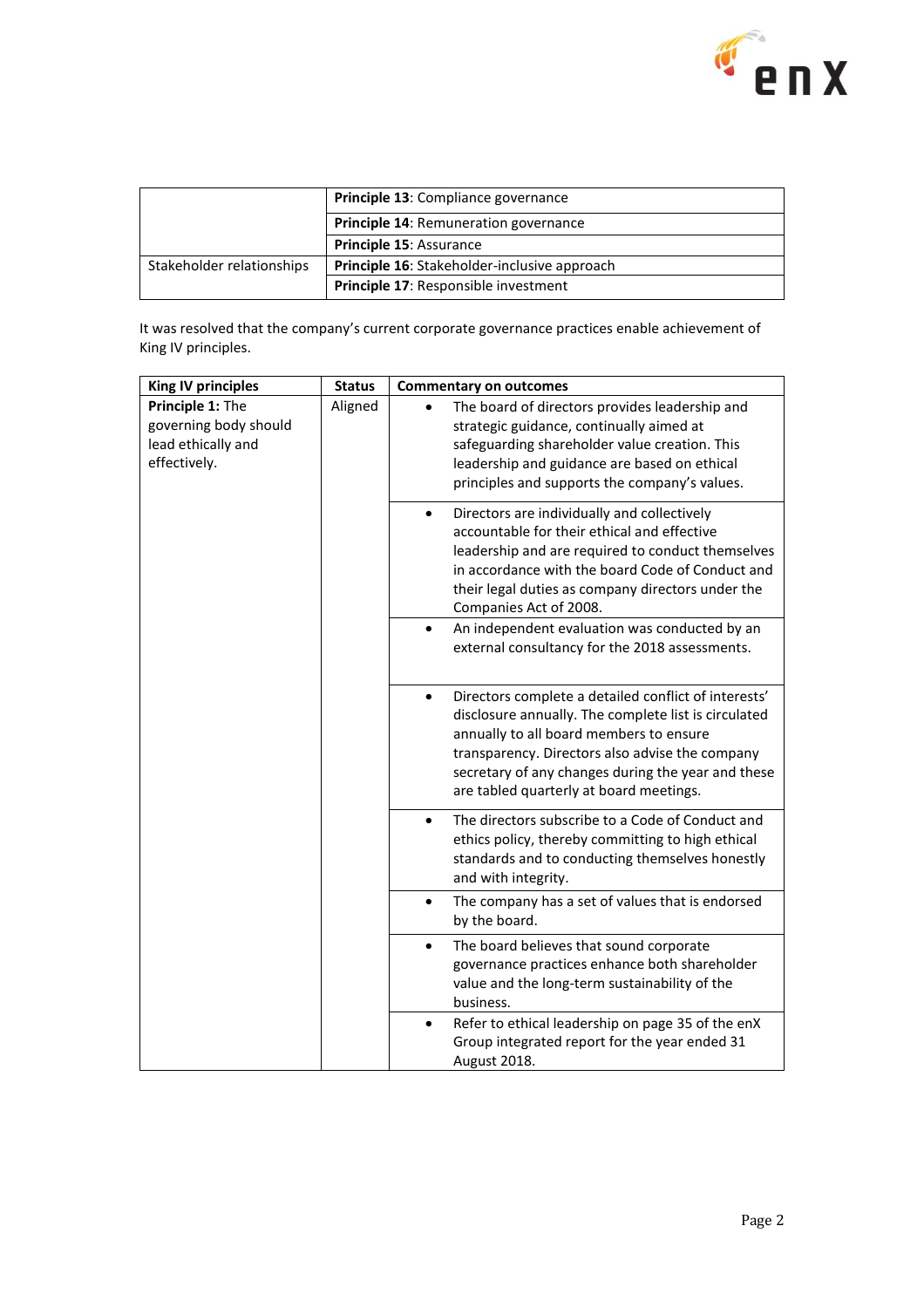| | |
|---|---|
| | **Principle 13**: Compliance governance |
| | **Principle 14**: Remuneration governance |
| | **Principle 15**: Assurance |
| Stakeholder relationships | **Principle 16**: Stakeholder-inclusive approach |
| | **Principle 17**: Responsible investment |

It was resolved that the company's current corporate governance practices enable achievement of King IV principles.

| King IV principles | Status | Commentary on outcomes |
|---|---|---|
| **Principle 1:** The governing body should lead ethically and effectively. | Aligned | • The board of directors provides leadership and strategic guidance, continually aimed at safeguarding shareholder value creation. This leadership and guidance are based on ethical principles and supports the company's values. |
| | | • Directors are individually and collectively accountable for their ethical and effective leadership and are required to conduct themselves in accordance with the board Code of Conduct and their legal duties as company directors under the Companies Act of 2008. |
| | | • An independent evaluation was conducted by an external consultancy for the 2018 assessments. |
| | | • Directors complete a detailed conflict of interests' disclosure annually. The complete list is circulated annually to all board members to ensure transparency. Directors also advise the company secretary of any changes during the year and these are tabled quarterly at board meetings. |
| | | • The directors subscribe to a Code of Conduct and ethics policy, thereby committing to high ethical standards and to conducting themselves honestly and with integrity. |
| | | • The company has a set of values that is endorsed by the board. |
| | | • The board believes that sound corporate governance practices enhance both shareholder value and the long-term sustainability of the business. |
| | | • Refer to ethical leadership on page 35 of the enX Group integrated report for the year ended 31 August 2018. |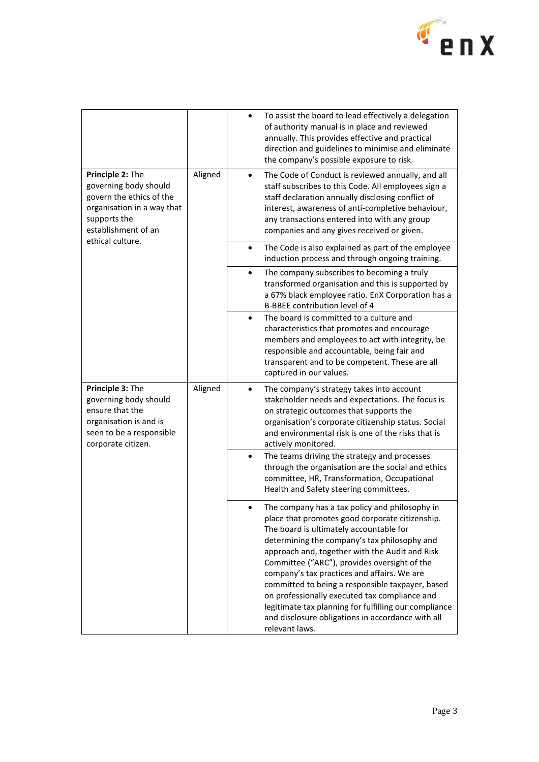| | | |
|---|---|---|
| | | • To assist the board to lead effectively a delegation of authority manual is in place and reviewed annually. This provides effective and practical direction and guidelines to minimise and eliminate the company's possible exposure to risk. |
| **Principle 2:** The governing body should govern the ethics of the organisation in a way that supports the establishment of an ethical culture. | Aligned | • The Code of Conduct is reviewed annually, and all staff subscribes to this Code. All employees sign a staff declaration annually disclosing conflict of interest, awareness of anti-completive behaviour, any transactions entered into with any group companies and any gives received or given. |
| | | • The Code is also explained as part of the employee induction process and through ongoing training. |
| | | • The company subscribes to becoming a truly transformed organisation and this is supported by a 67% black employee ratio. EnX Corporation has a B-BBEE contribution level of 4 |
| | | • The board is committed to a culture and characteristics that promotes and encourage members and employees to act with integrity, be responsible and accountable, being fair and transparent and to be competent. These are all captured in our values. |
| **Principle 3:** The governing body should ensure that the organisation is and is seen to be a responsible corporate citizen. | Aligned | • The company's strategy takes into account stakeholder needs and expectations. The focus is on strategic outcomes that supports the organisation's corporate citizenship status. Social and environmental risk is one of the risks that is actively monitored. |
| | | • The teams driving the strategy and processes through the organisation are the social and ethics committee, HR, Transformation, Occupational Health and Safety steering committees. |
| | | • The company has a tax policy and philosophy in place that promotes good corporate citizenship. The board is ultimately accountable for determining the company's tax philosophy and approach and, together with the Audit and Risk Committee ("ARC"), provides oversight of the company's tax practices and affairs. We are committed to being a responsible taxpayer, based on professionally executed tax compliance and legitimate tax planning for fulfilling our compliance and disclosure obligations in accordance with all relevant laws. |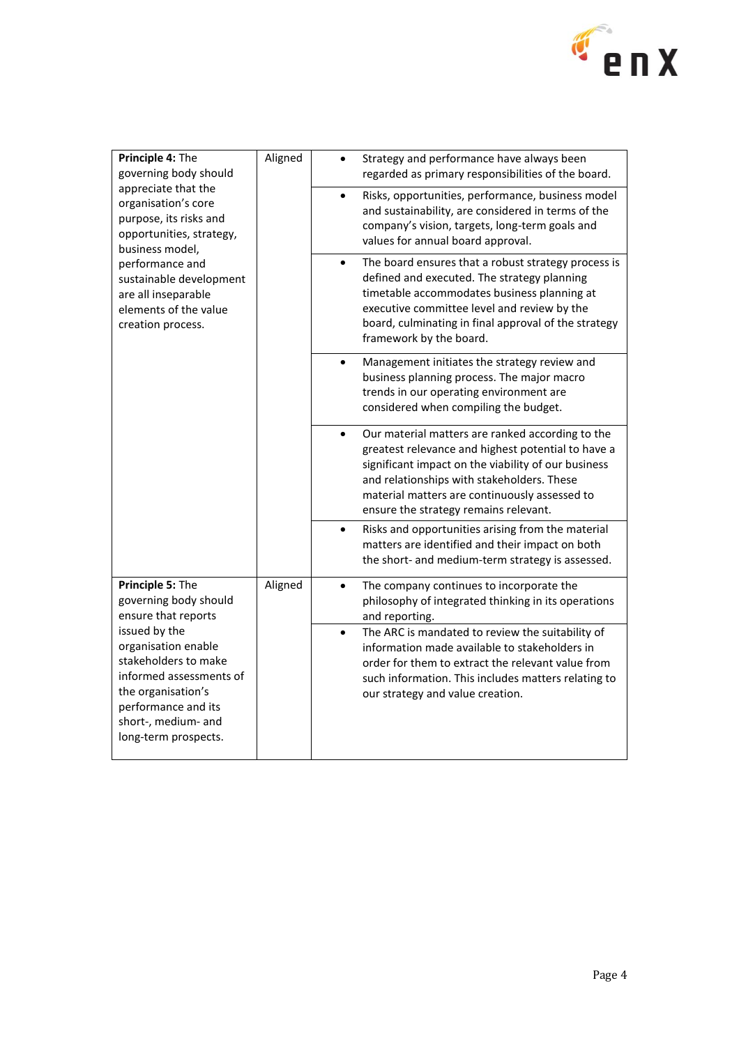| | | |
|---|---|---|
| **Principle 4:** The governing body should appreciate that the organisation's core purpose, its risks and opportunities, strategy, business model, performance and sustainable development are all inseparable elements of the value creation process. | Aligned | • Strategy and performance have always been regarded as primary responsibilities of the board. |
| | | • Risks, opportunities, performance, business model and sustainability, are considered in terms of the company's vision, targets, long-term goals and values for annual board approval. |
| | | • The board ensures that a robust strategy process is defined and executed. The strategy planning timetable accommodates business planning at executive committee level and review by the board, culminating in final approval of the strategy framework by the board. |
| | | • Management initiates the strategy review and business planning process. The major macro trends in our operating environment are considered when compiling the budget. |
| | | • Our material matters are ranked according to the greatest relevance and highest potential to have a significant impact on the viability of our business and relationships with stakeholders. These material matters are continuously assessed to ensure the strategy remains relevant. |
| | | • Risks and opportunities arising from the material matters are identified and their impact on both the short- and medium-term strategy is assessed. |
| **Principle 5:** The governing body should ensure that reports issued by the organisation enable stakeholders to make informed assessments of the organisation's performance and its short-, medium- and long-term prospects. | Aligned | • The company continues to incorporate the philosophy of integrated thinking in its operations and reporting. |
| | | • The ARC is mandated to review the suitability of information made available to stakeholders in order for them to extract the relevant value from such information. This includes matters relating to our strategy and value creation. |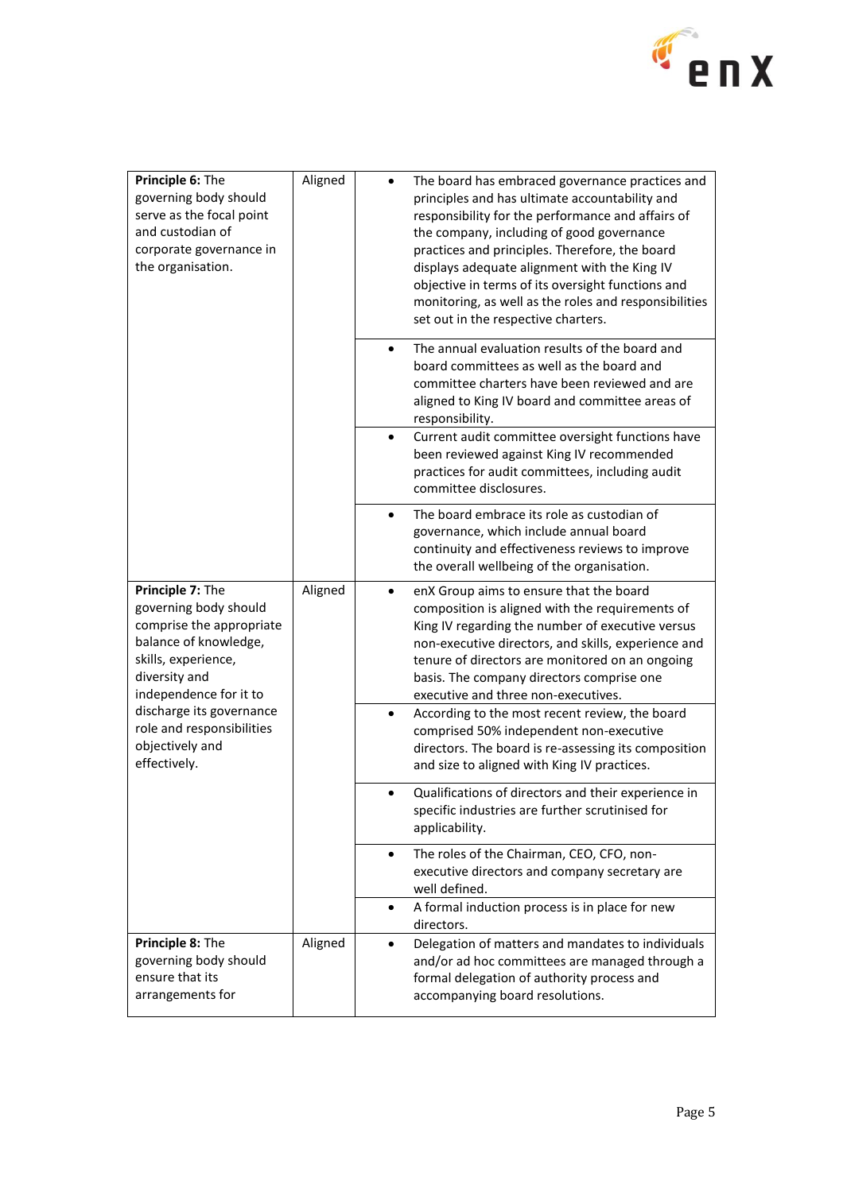| | | |
|---|---|---|
| **Principle 6:** The governing body should serve as the focal point and custodian of corporate governance in the organisation. | Aligned | • The board has embraced governance practices and principles and has ultimate accountability and responsibility for the performance and affairs of the company, including of good governance practices and principles. Therefore, the board displays adequate alignment with the King IV objective in terms of its oversight functions and monitoring, as well as the roles and responsibilities set out in the respective charters. |
| | | • The annual evaluation results of the board and board committees as well as the board and committee charters have been reviewed and are aligned to King IV board and committee areas of responsibility. |
| | | • Current audit committee oversight functions have been reviewed against King IV recommended practices for audit committees, including audit committee disclosures. |
| | | • The board embrace its role as custodian of governance, which include annual board continuity and effectiveness reviews to improve the overall wellbeing of the organisation. |
| **Principle 7:** The governing body should comprise the appropriate balance of knowledge, skills, experience, diversity and independence for it to discharge its governance role and responsibilities objectively and effectively. | Aligned | • enX Group aims to ensure that the board composition is aligned with the requirements of King IV regarding the number of executive versus non-executive directors, and skills, experience and tenure of directors are monitored on an ongoing basis. The company directors comprise one executive and three non-executives. |
| | | • According to the most recent review, the board comprised 50% independent non-executive directors. The board is re-assessing its composition and size to aligned with King IV practices. |
| | | • Qualifications of directors and their experience in specific industries are further scrutinised for applicability. |
| | | • The roles of the Chairman, CEO, CFO, non-executive directors and company secretary are well defined. |
| | | • A formal induction process is in place for new directors. |
| **Principle 8:** The governing body should ensure that its arrangements for | Aligned | • Delegation of matters and mandates to individuals and/or ad hoc committees are managed through a formal delegation of authority process and accompanying board resolutions. |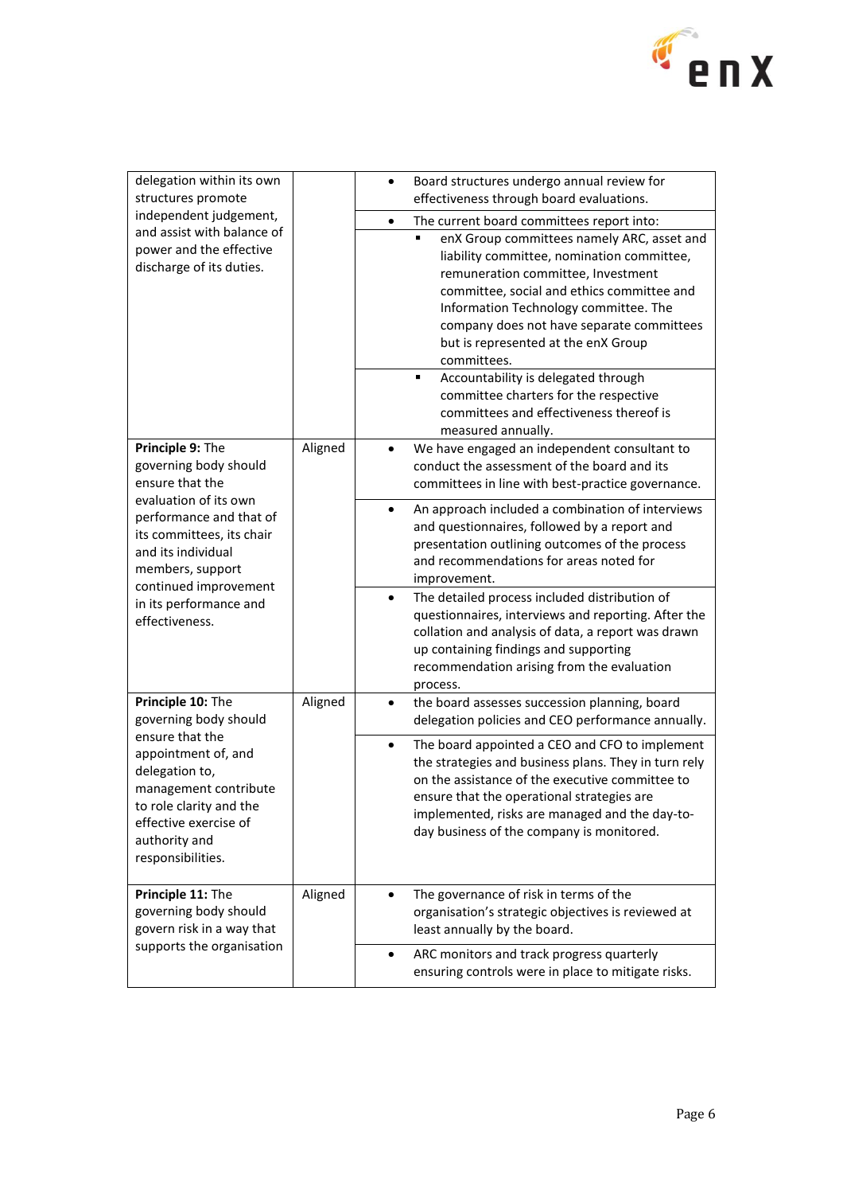| | | |
|---|---|---|
| delegation within its own structures promote independent judgement, and assist with balance of power and the effective discharge of its duties. | | • Board structures undergo annual review for effectiveness through board evaluations.<br>• The current board committees report into:<br>▪ enX Group committees namely ARC, asset and liability committee, nomination committee, remuneration committee, Investment committee, social and ethics committee and Information Technology committee. The company does not have separate committees but is represented at the enX Group committees.<br>▪ Accountability is delegated through committee charters for the respective committees and effectiveness thereof is measured annually. |
| **Principle 9:** The governing body should ensure that the evaluation of its own performance and that of its committees, its chair and its individual members, support continued improvement in its performance and effectiveness. | Aligned | • We have engaged an independent consultant to conduct the assessment of the board and its committees in line with best-practice governance.<br>• An approach included a combination of interviews and questionnaires, followed by a report and presentation outlining outcomes of the process and recommendations for areas noted for improvement.<br>• The detailed process included distribution of questionnaires, interviews and reporting. After the collation and analysis of data, a report was drawn up containing findings and supporting recommendation arising from the evaluation process. |
| **Principle 10:** The governing body should ensure that the appointment of, and delegation to, management contribute to role clarity and the effective exercise of authority and responsibilities. | Aligned | • the board assesses succession planning, board delegation policies and CEO performance annually.<br>• The board appointed a CEO and CFO to implement the strategies and business plans. They in turn rely on the assistance of the executive committee to ensure that the operational strategies are implemented, risks are managed and the day-to-day business of the company is monitored. |
| **Principle 11:** The governing body should govern risk in a way that supports the organisation | Aligned | • The governance of risk in terms of the organisation's strategic objectives is reviewed at least annually by the board.<br>• ARC monitors and track progress quarterly ensuring controls were in place to mitigate risks. |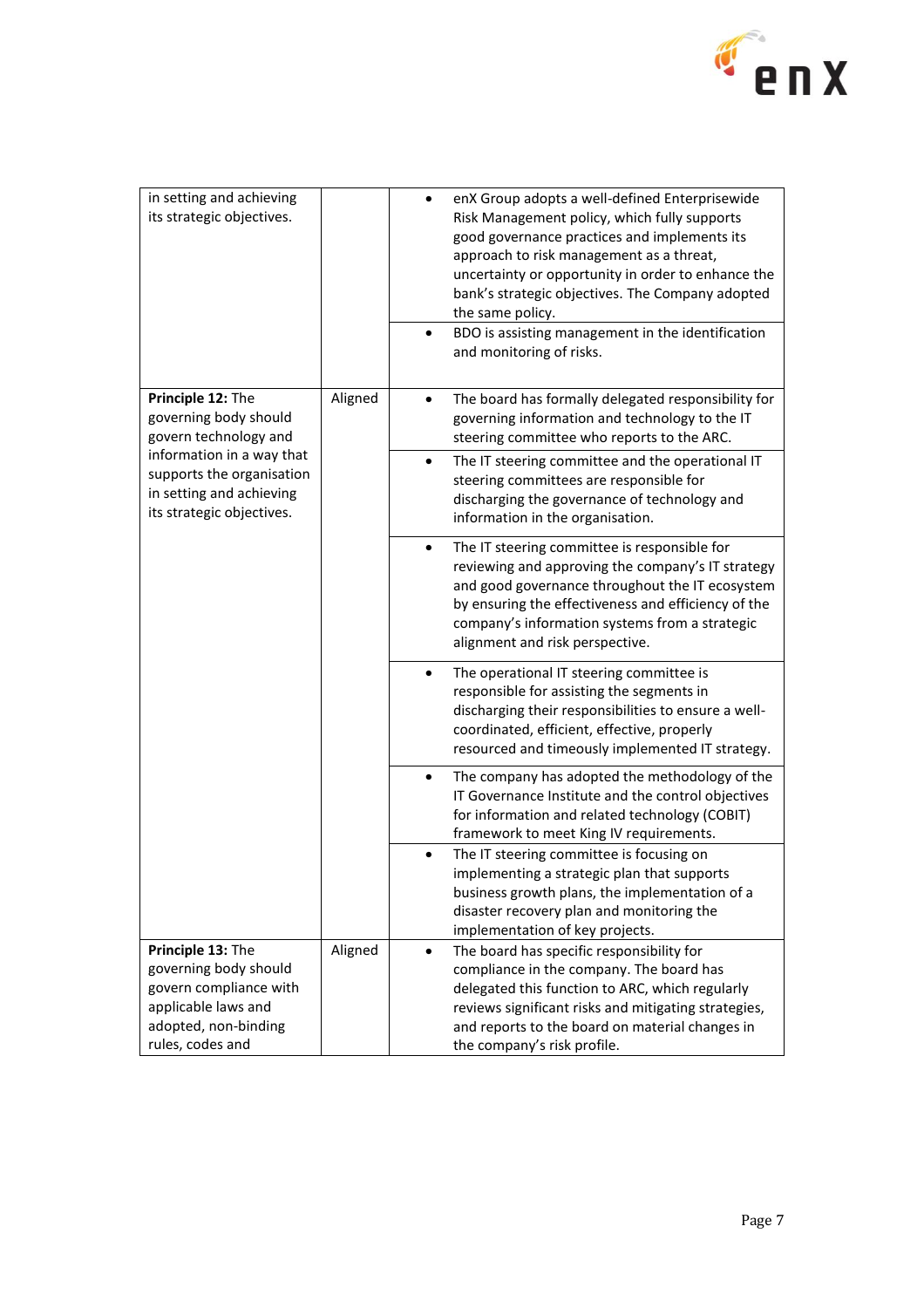| | | |
|---|---|---|
| in setting and achieving its strategic objectives. | | • enX Group adopts a well-defined Enterprisewide Risk Management policy, which fully supports good governance practices and implements its approach to risk management as a threat, uncertainty or opportunity in order to enhance the bank's strategic objectives. The Company adopted the same policy. |
| | | • BDO is assisting management in the identification and monitoring of risks. |
| **Principle 12:** The governing body should govern technology and information in a way that supports the organisation in setting and achieving its strategic objectives. | Aligned | • The board has formally delegated responsibility for governing information and technology to the IT steering committee who reports to the ARC. |
| | | • The IT steering committee and the operational IT steering committees are responsible for discharging the governance of technology and information in the organisation. |
| | | • The IT steering committee is responsible for reviewing and approving the company's IT strategy and good governance throughout the IT ecosystem by ensuring the effectiveness and efficiency of the company's information systems from a strategic alignment and risk perspective. |
| | | • The operational IT steering committee is responsible for assisting the segments in discharging their responsibilities to ensure a well-coordinated, efficient, effective, properly resourced and timeously implemented IT strategy. |
| | | • The company has adopted the methodology of the IT Governance Institute and the control objectives for information and related technology (COBIT) framework to meet King IV requirements. |
| | | • The IT steering committee is focusing on implementing a strategic plan that supports business growth plans, the implementation of a disaster recovery plan and monitoring the implementation of key projects. |
| **Principle 13:** The governing body should govern compliance with applicable laws and adopted, non-binding rules, codes and | Aligned | • The board has specific responsibility for compliance in the company. The board has delegated this function to ARC, which regularly reviews significant risks and mitigating strategies, and reports to the board on material changes in the company's risk profile. |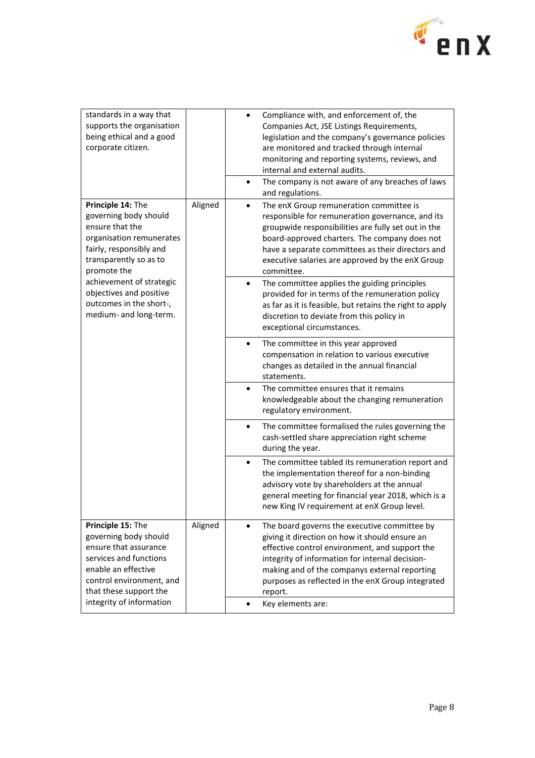| | | |
|---|---|---|
| standards in a way that supports the organisation being ethical and a good corporate citizen. | | • Compliance with, and enforcement of, the Companies Act, JSE Listings Requirements, legislation and the company's governance policies are monitored and tracked through internal monitoring and reporting systems, reviews, and internal and external audits. |
| | | • The company is not aware of any breaches of laws and regulations. |
| **Principle 14:** The governing body should ensure that the organisation remunerates fairly, responsibly and transparently so as to promote the achievement of strategic objectives and positive outcomes in the short-, medium- and long-term. | Aligned | • The enX Group remuneration committee is responsible for remuneration governance, and its groupwide responsibilities are fully set out in the board-approved charters. The company does not have a separate committees as their directors and executive salaries are approved by the enX Group committee. |
| | | • The committee applies the guiding principles provided for in terms of the remuneration policy as far as it is feasible, but retains the right to apply discretion to deviate from this policy in exceptional circumstances. |
| | | • The committee in this year approved compensation in relation to various executive changes as detailed in the annual financial statements. |
| | | • The committee ensures that it remains knowledgeable about the changing remuneration regulatory environment. |
| | | • The committee formalised the rules governing the cash-settled share appreciation right scheme during the year. |
| | | • The committee tabled its remuneration report and the implementation thereof for a non-binding advisory vote by shareholders at the annual general meeting for financial year 2018, which is a new King IV requirement at enX Group level. |
| **Principle 15:** The governing body should ensure that assurance services and functions enable an effective control environment, and that these support the integrity of information | Aligned | • The board governs the executive committee by giving it direction on how it should ensure an effective control environment, and support the integrity of information for internal decision-making and of the companys external reporting purposes as reflected in the enX Group integrated report. |
| | | • Key elements are: |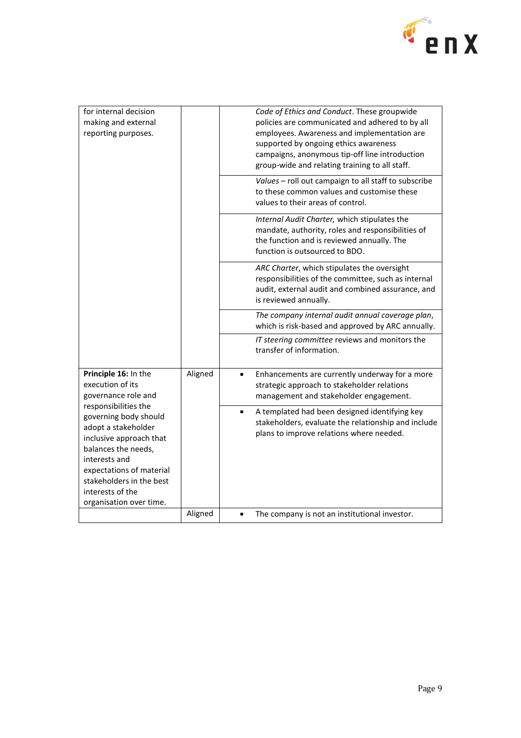| | | |
|---|---|---|
| for internal decision making and external reporting purposes. | | *Code of Ethics and Conduct*. These groupwide policies are communicated and adhered to by all employees. Awareness and implementation are supported by ongoing ethics awareness campaigns, anonymous tip-off line introduction group-wide and relating training to all staff. |
| | | *Values* – roll out campaign to all staff to subscribe to these common values and customise these values to their areas of control. |
| | | *Internal Audit Charter,* which stipulates the mandate, authority, roles and responsibilities of the function and is reviewed annually. The function is outsourced to BDO. |
| | | *ARC Charter*, which stipulates the oversight responsibilities of the committee, such as internal audit, external audit and combined assurance, and is reviewed annually. |
| | | *The company internal audit annual coverage plan*, which is risk-based and approved by ARC annually. |
| | | *IT steering committee* reviews and monitors the transfer of information. |
| **Principle 16:** In the execution of its governance role and responsibilities the governing body should adopt a stakeholder inclusive approach that balances the needs, interests and expectations of material stakeholders in the best interests of the organisation over time. | Aligned | • Enhancements are currently underway for a more strategic approach to stakeholder relations management and stakeholder engagement. |
| | | • A templated had been designed identifying key stakeholders, evaluate the relationship and include plans to improve relations where needed. |
| | Aligned | • The company is not an institutional investor. |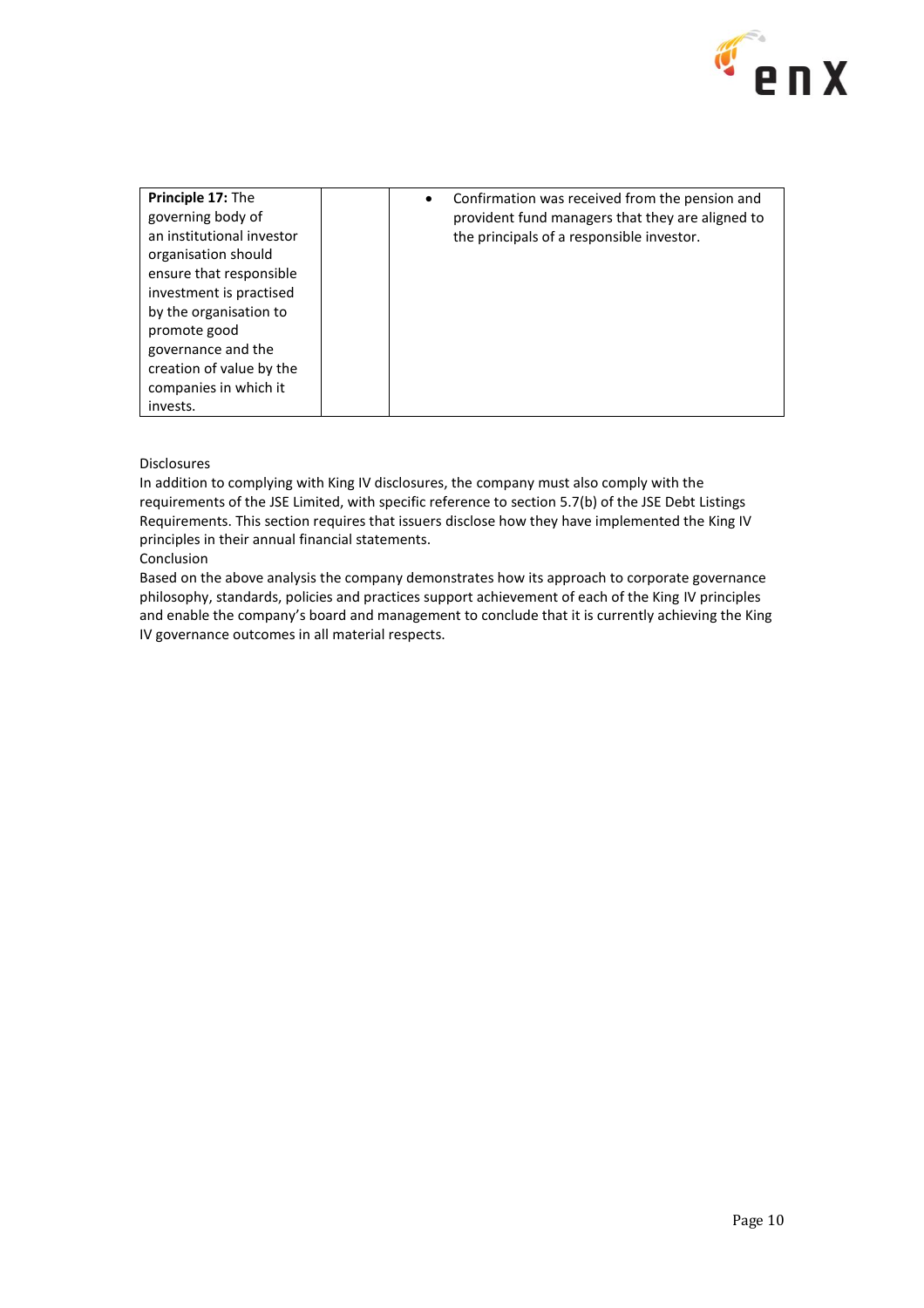| | | |
|---|---|---|
| **Principle 17:** The governing body of an institutional investor organisation should ensure that responsible investment is practised by the organisation to promote good governance and the creation of value by the companies in which it invests. | | • Confirmation was received from the pension and provident fund managers that they are aligned to the principals of a responsible investor. |

Disclosures

In addition to complying with King IV disclosures, the company must also comply with the requirements of the JSE Limited, with specific reference to section 5.7(b) of the JSE Debt Listings Requirements. This section requires that issuers disclose how they have implemented the King IV principles in their annual financial statements.

Conclusion

Based on the above analysis the company demonstrates how its approach to corporate governance philosophy, standards, policies and practices support achievement of each of the King IV principles and enable the company's board and management to conclude that it is currently achieving the King IV governance outcomes in all material respects.